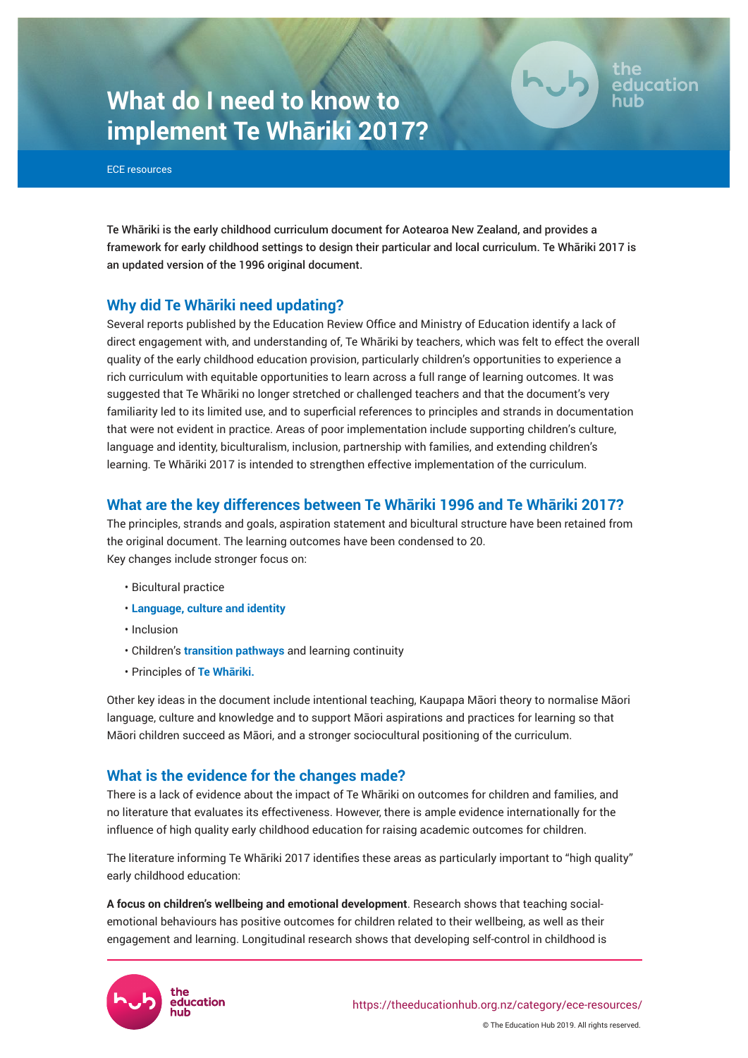# What do I need to know to implement Te Whāriki 2017?

ECE resources

Te Whāriki is the early childhood curriculum document for Aotearoa New Zealand, and provides a framework for early childhood settings to design their particular and local curriculum. Te Whāriki 2017 is an updated version of the 1996 original document.

## Why did Te Whāriki need updating?

Several reports published by the Education Review Office and Ministry of Education identify a lack of direct engagement with, and understanding of, Te Whāriki by teachers, which was felt to effect the overall quality of the early childhood education provision, particularly children's opportunities to experience a rich curriculum with equitable opportunities to learn across a full range of learning outcomes. It was suggested that Te Whāriki no longer stretched or challenged teachers and that the document's very familiarity led to its limited use, and to superficial references to principles and strands in documentation that were not evident in practice. Areas of poor implementation include supporting children's culture, language and identity, biculturalism, inclusion, partnership with families, and extending children's learning. Te Whāriki 2017 is intended to strengthen effective implementation of the curriculum.

## What are the key differences between Te Whāriki 1996 and Te Whāriki 2017?

The principles, strands and goals, aspiration statement and bicultural structure have been retained from the original document. The learning outcomes have been condensed to 20.
Key changes include stronger focus on:

- Bicultural practice
- **Language, culture and identity**
- Inclusion
- Children's **transition pathways** and learning continuity
- Principles of **Te Whāriki.**

Other key ideas in the document include intentional teaching, Kaupapa Māori theory to normalise Māori language, culture and knowledge and to support Māori aspirations and practices for learning so that Māori children succeed as Māori, and a stronger sociocultural positioning of the curriculum.

## What is the evidence for the changes made?

There is a lack of evidence about the impact of Te Whāriki on outcomes for children and families, and no literature that evaluates its effectiveness. However, there is ample evidence internationally for the influence of high quality early childhood education for raising academic outcomes for children.

The literature informing Te Whāriki 2017 identifies these areas as particularly important to "high quality" early childhood education:

**A focus on children's wellbeing and emotional development**. Research shows that teaching social-emotional behaviours has positive outcomes for children related to their wellbeing, as well as their engagement and learning. Longitudinal research shows that developing self-control in childhood is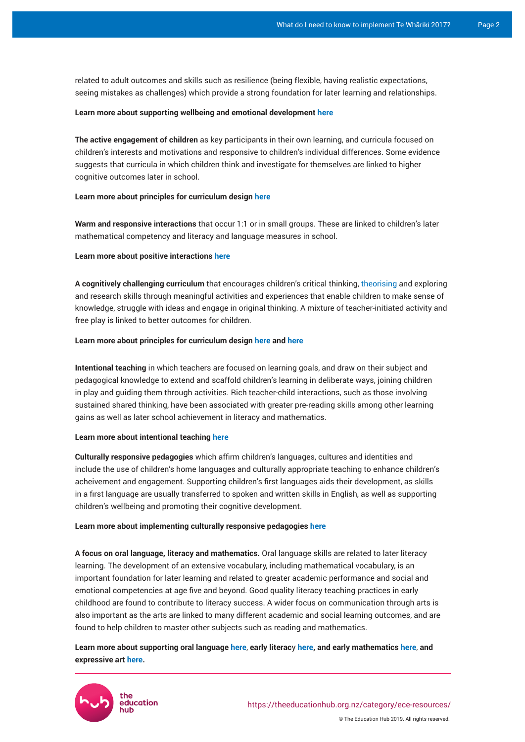related to adult outcomes and skills such as resilience (being flexible, having realistic expectations, seeing mistakes as challenges) which provide a strong foundation for later learning and relationships.

**Learn more about supporting wellbeing and emotional development here**

**The active engagement of children** as key participants in their own learning, and curricula focused on children's interests and motivations and responsive to children's individual differences. Some evidence suggests that curricula in which children think and investigate for themselves are linked to higher cognitive outcomes later in school.

**Learn more about principles for curriculum design here**

**Warm and responsive interactions** that occur 1:1 or in small groups. These are linked to children's later mathematical competency and literacy and language measures in school.

**Learn more about positive interactions here**

**A cognitively challenging curriculum** that encourages children's critical thinking, theorising and exploring and research skills through meaningful activities and experiences that enable children to make sense of knowledge, struggle with ideas and engage in original thinking. A mixture of teacher-initiated activity and free play is linked to better outcomes for children.

**Learn more about principles for curriculum design here and here**

**Intentional teaching** in which teachers are focused on learning goals, and draw on their subject and pedagogical knowledge to extend and scaffold children's learning in deliberate ways, joining children in play and guiding them through activities. Rich teacher-child interactions, such as those involving sustained shared thinking, have been associated with greater pre-reading skills among other learning gains as well as later school achievement in literacy and mathematics.

**Learn more about intentional teaching here**

**Culturally responsive pedagogies** which affirm children's languages, cultures and identities and include the use of children's home languages and culturally appropriate teaching to enhance children's acheivement and engagement. Supporting children's first languages aids their development, as skills in a first language are usually transferred to spoken and written skills in English, as well as supporting children's wellbeing and promoting their cognitive development.

**Learn more about implementing culturally responsive pedagogies here**

**A focus on oral language, literacy and mathematics.** Oral language skills are related to later literacy learning. The development of an extensive vocabulary, including mathematical vocabulary, is an important foundation for later learning and related to greater academic performance and social and emotional competencies at age five and beyond. Good quality literacy teaching practices in early childhood are found to contribute to literacy success. A wider focus on communication through arts is also important as the arts are linked to many different academic and social learning outcomes, and are found to help children to master other subjects such as reading and mathematics.

**Learn more about supporting oral language here, early literacy here, and early mathematics here, and expressive art here.**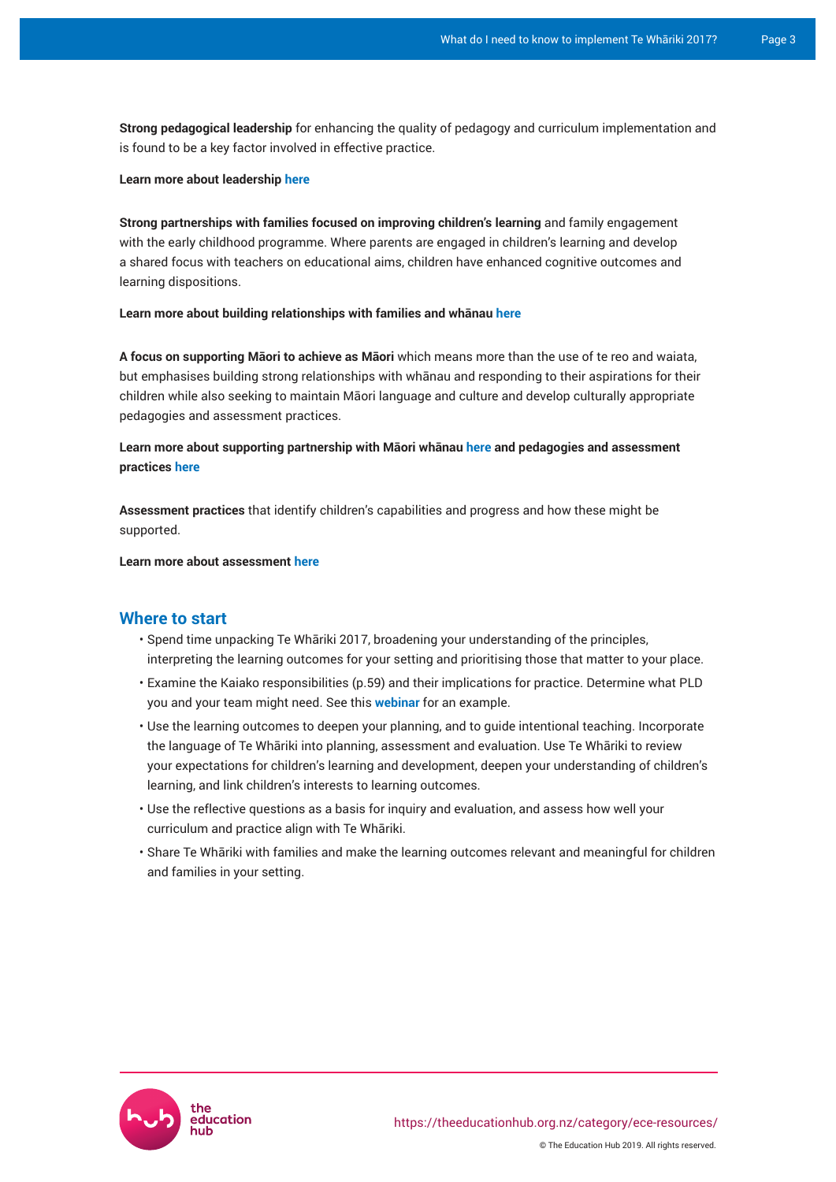**Strong pedagogical leadership** for enhancing the quality of pedagogy and curriculum implementation and is found to be a key factor involved in effective practice.

**Learn more about leadership here**

**Strong partnerships with families focused on improving children's learning** and family engagement with the early childhood programme. Where parents are engaged in children's learning and develop a shared focus with teachers on educational aims, children have enhanced cognitive outcomes and learning dispositions.

**Learn more about building relationships with families and whānau here**

**A focus on supporting Māori to achieve as Māori** which means more than the use of te reo and waiata, but emphasises building strong relationships with whānau and responding to their aspirations for their children while also seeking to maintain Māori language and culture and develop culturally appropriate pedagogies and assessment practices.

**Learn more about supporting partnership with Māori whānau here and pedagogies and assessment practices here**

**Assessment practices** that identify children's capabilities and progress and how these might be supported.

**Learn more about assessment here**

## Where to start

- Spend time unpacking Te Whāriki 2017, broadening your understanding of the principles, interpreting the learning outcomes for your setting and prioritising those that matter to your place.
- Examine the Kaiako responsibilities (p.59) and their implications for practice. Determine what PLD you and your team might need. See this **webinar** for an example.
- Use the learning outcomes to deepen your planning, and to guide intentional teaching. Incorporate the language of Te Whāriki into planning, assessment and evaluation. Use Te Whāriki to review your expectations for children's learning and development, deepen your understanding of children's learning, and link children's interests to learning outcomes.
- Use the reflective questions as a basis for inquiry and evaluation, and assess how well your curriculum and practice align with Te Whāriki.
- Share Te Whāriki with families and make the learning outcomes relevant and meaningful for children and families in your setting.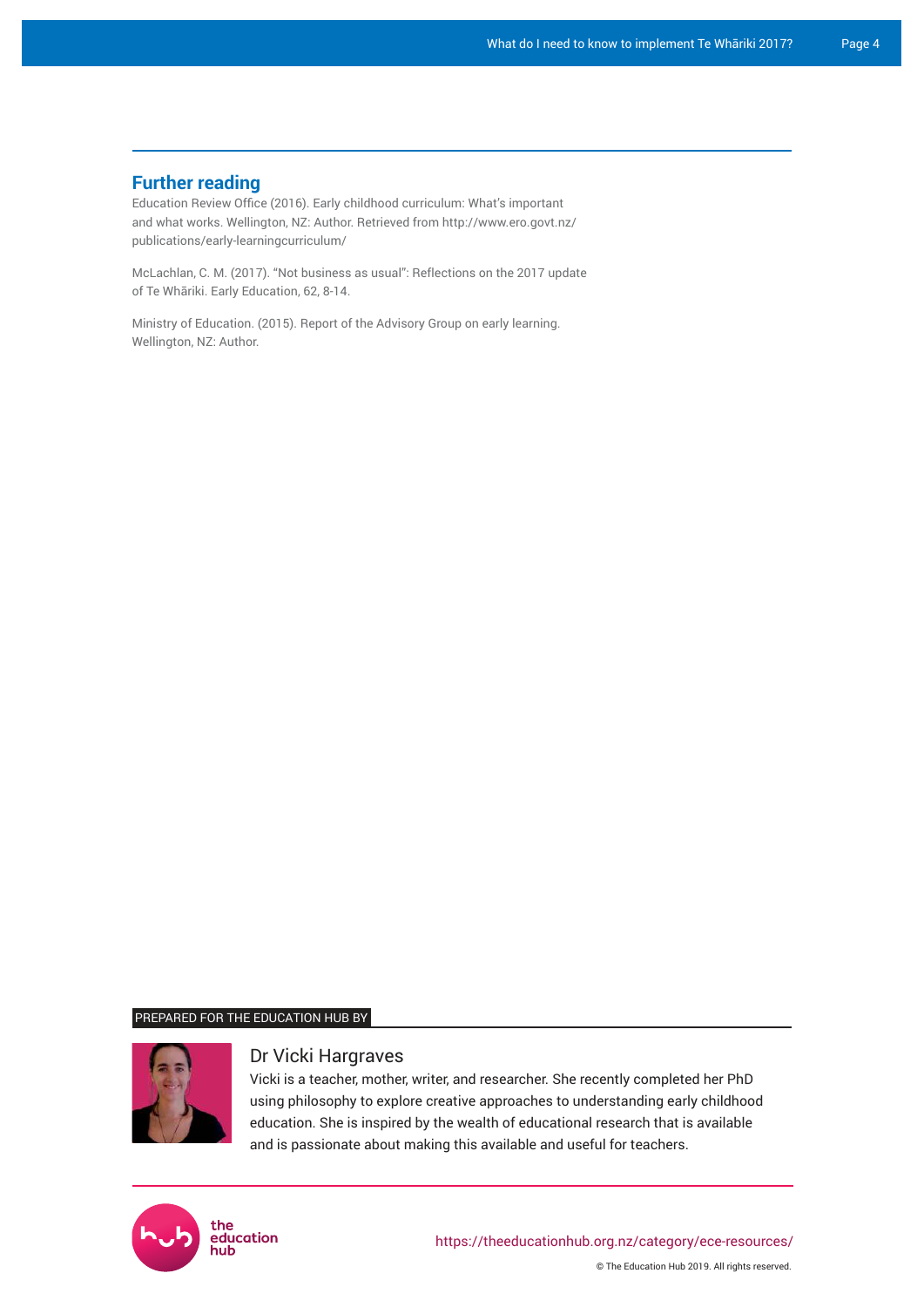## Further reading

Education Review Office (2016). Early childhood curriculum: What's important and what works. Wellington, NZ: Author. Retrieved from http://www.ero.govt.nz/publications/early-learningcurriculum/

McLachlan, C. M. (2017). "Not business as usual": Reflections on the 2017 update of Te Whāriki. Early Education, 62, 8-14.

Ministry of Education. (2015). Report of the Advisory Group on early learning. Wellington, NZ: Author.

PREPARED FOR THE EDUCATION HUB BY

### Dr Vicki Hargraves

Vicki is a teacher, mother, writer, and researcher. She recently completed her PhD using philosophy to explore creative approaches to understanding early childhood education. She is inspired by the wealth of educational research that is available and is passionate about making this available and useful for teachers.

the education hub

https://theeducationhub.org.nz/category/ece-resources/

© The Education Hub 2019. All rights reserved.